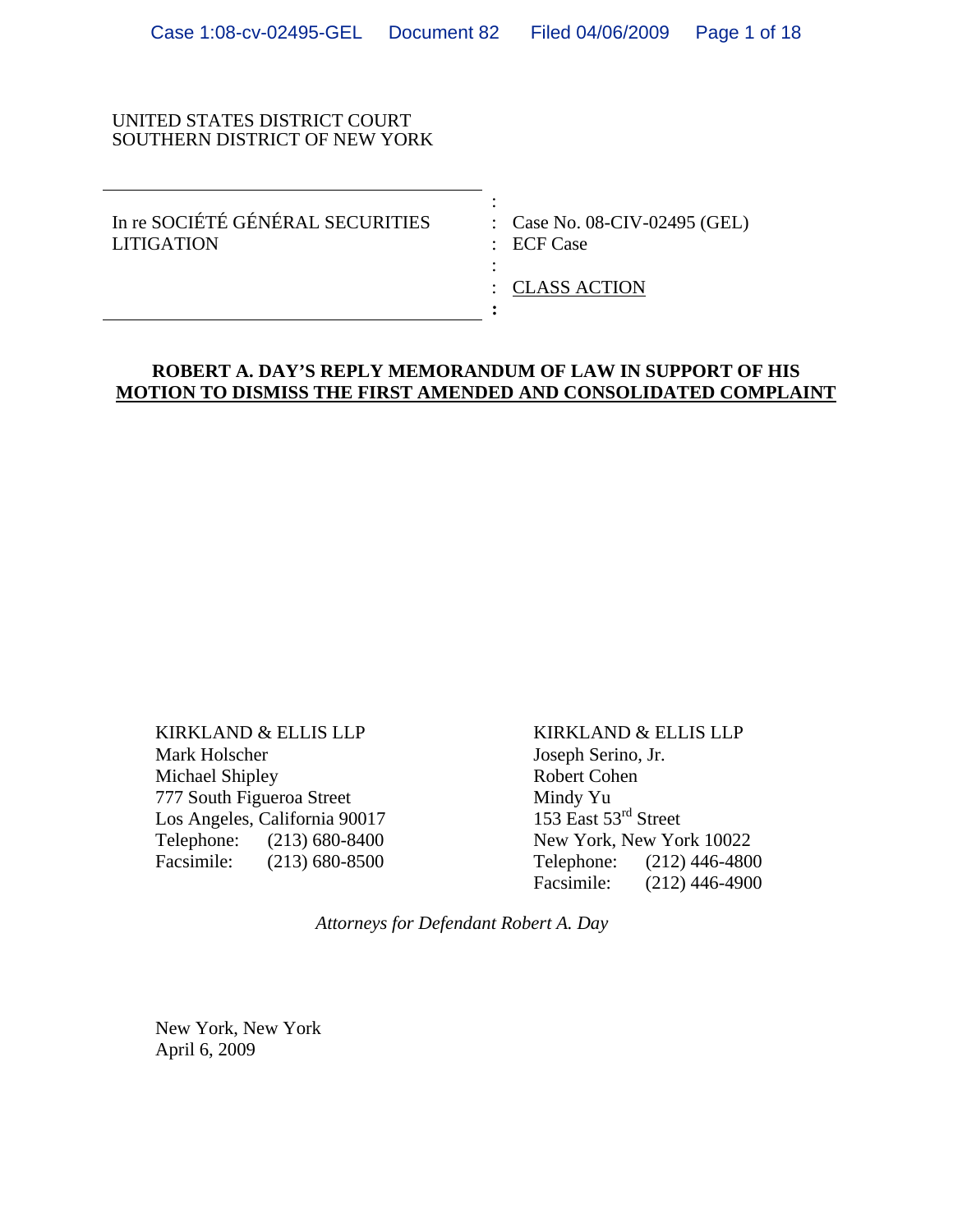UNITED STATES DISTRICT COURT
SOUTHERN DISTRICT OF NEW YORK

| | |
|---|---|
| In re SOCIÉTÉ GÉNÉRAL SECURITIES LITIGATION | Case No. 08-CIV-02495 (GEL) |
| | ECF Case |
| | CLASS ACTION |

**ROBERT A. DAY'S REPLY MEMORANDUM OF LAW IN SUPPORT OF HIS MOTION TO DISMISS THE FIRST AMENDED AND CONSOLIDATED COMPLAINT**

KIRKLAND & ELLIS LLP
Mark Holscher
Michael Shipley
777 South Figueroa Street
Los Angeles, California 90017
Telephone: (213) 680-8400
Facsimile: (213) 680-8500

KIRKLAND & ELLIS LLP
Joseph Serino, Jr.
Robert Cohen
Mindy Yu
153 East 53rd Street
New York, New York 10022
Telephone: (212) 446-4800
Facsimile: (212) 446-4900

*Attorneys for Defendant Robert A. Day*

New York, New York
April 6, 2009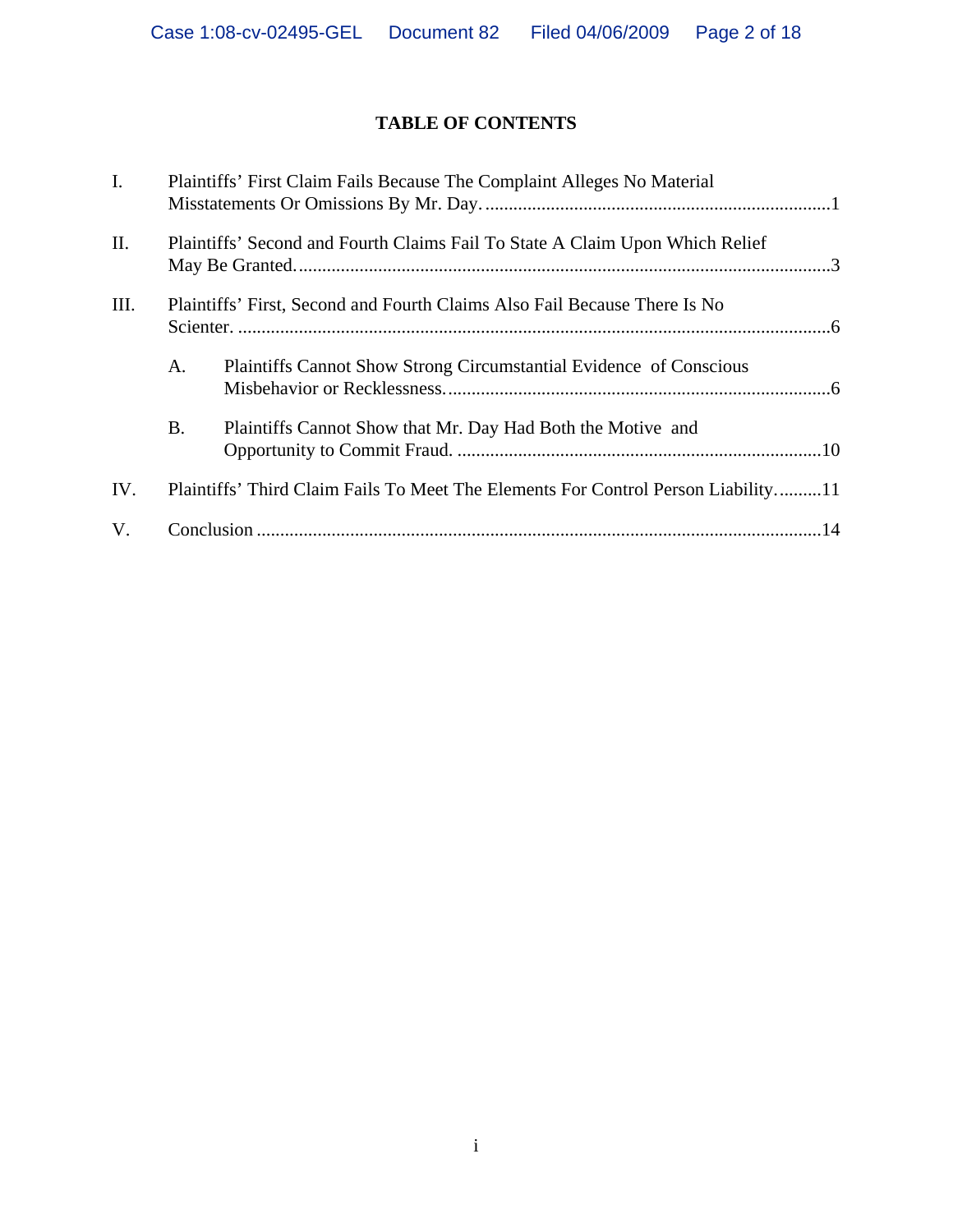# TABLE OF CONTENTS

I. Plaintiffs' First Claim Fails Because The Complaint Alleges No Material Misstatements Or Omissions By Mr. Day. ....1

II. Plaintiffs' Second and Fourth Claims Fail To State A Claim Upon Which Relief May Be Granted. ....3

III. Plaintiffs' First, Second and Fourth Claims Also Fail Because There Is No Scienter. ....6

- A. Plaintiffs Cannot Show Strong Circumstantial Evidence of Conscious Misbehavior or Recklessness. ....6
- B. Plaintiffs Cannot Show that Mr. Day Had Both the Motive and Opportunity to Commit Fraud. ....10

IV. Plaintiffs' Third Claim Fails To Meet The Elements For Control Person Liability. ....11

V. Conclusion ....14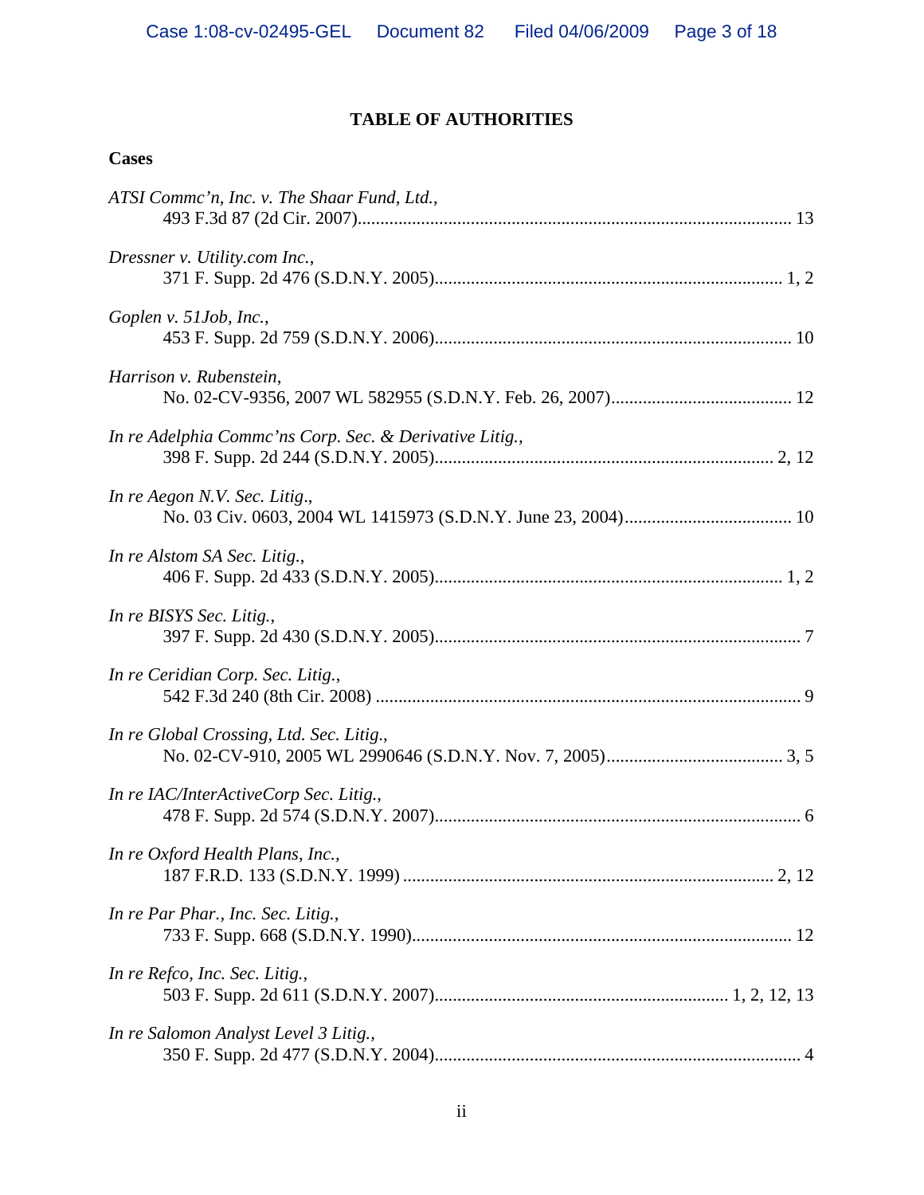# TABLE OF AUTHORITIES

## Cases

*ATSI Commc'n, Inc. v. The Shaar Fund, Ltd.*,
493 F.3d 87 (2d Cir. 2007)................................................................................................ 13

*Dressner v. Utility.com Inc.*,
371 F. Supp. 2d 476 (S.D.N.Y. 2005)............................................................................ 1, 2

*Goplen v. 51Job, Inc.*,
453 F. Supp. 2d 759 (S.D.N.Y. 2006).............................................................................. 10

*Harrison v. Rubenstein*,
No. 02-CV-9356, 2007 WL 582955 (S.D.N.Y. Feb. 26, 2007)........................................ 12

*In re Adelphia Commc'ns Corp. Sec. & Derivative Litig.*,
398 F. Supp. 2d 244 (S.D.N.Y. 2005).......................................................................... 2, 12

*In re Aegon N.V. Sec. Litig*.,
No. 03 Civ. 0603, 2004 WL 1415973 (S.D.N.Y. June 23, 2004)..................................... 10

*In re Alstom SA Sec. Litig.*,
406 F. Supp. 2d 433 (S.D.N.Y. 2005)............................................................................ 1, 2

*In re BISYS Sec. Litig.*,
397 F. Supp. 2d 430 (S.D.N.Y. 2005)................................................................................ 7

*In re Ceridian Corp. Sec. Litig.*,
542 F.3d 240 (8th Cir. 2008) .............................................................................................. 9

*In re Global Crossing, Ltd. Sec. Litig.*,
No. 02-CV-910, 2005 WL 2990646 (S.D.N.Y. Nov. 7, 2005)....................................... 3, 5

*In re IAC/InterActiveCorp Sec. Litig.*,
478 F. Supp. 2d 574 (S.D.N.Y. 2007)................................................................................ 6

*In re Oxford Health Plans, Inc.*,
187 F.R.D. 133 (S.D.N.Y. 1999) ................................................................................. 2, 12

*In re Par Phar., Inc. Sec. Litig.*,
733 F. Supp. 668 (S.D.N.Y. 1990)................................................................................... 12

*In re Refco, Inc. Sec. Litig.*,
503 F. Supp. 2d 611 (S.D.N.Y. 2007)................................................................ 1, 2, 12, 13

*In re Salomon Analyst Level 3 Litig.*,
350 F. Supp. 2d 477 (S.D.N.Y. 2004)................................................................................ 4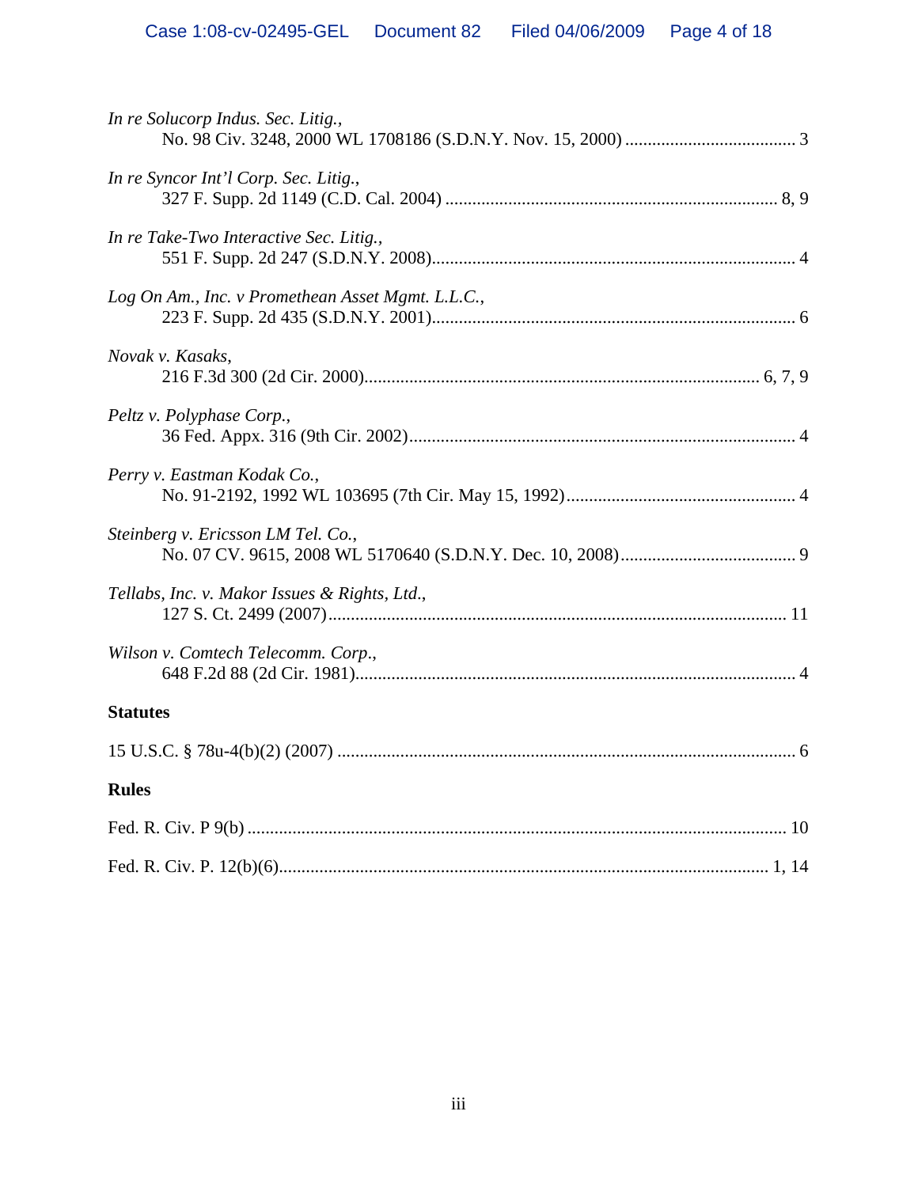*In re Solucorp Indus. Sec. Litig.*,
No. 98 Civ. 3248, 2000 WL 1708186 (S.D.N.Y. Nov. 15, 2000) ...................................... 3

*In re Syncor Int'l Corp. Sec. Litig.*,
327 F. Supp. 2d 1149 (C.D. Cal. 2004) .......................................................................... 8, 9

*In re Take-Two Interactive Sec. Litig.*,
551 F. Supp. 2d 247 (S.D.N.Y. 2008)................................................................................. 4

*Log On Am., Inc. v Promethean Asset Mgmt. L.L.C.*,
223 F. Supp. 2d 435 (S.D.N.Y. 2001)................................................................................. 6

*Novak v. Kasaks*,
216 F.3d 300 (2d Cir. 2000)........................................................................................ 6, 7, 9

*Peltz v. Polyphase Corp.*,
36 Fed. Appx. 316 (9th Cir. 2002)...................................................................................... 4

*Perry v. Eastman Kodak Co.*,
No. 91-2192, 1992 WL 103695 (7th Cir. May 15, 1992)................................................... 4

*Steinberg v. Ericsson LM Tel. Co.*,
No. 07 CV. 9615, 2008 WL 5170640 (S.D.N.Y. Dec. 10, 2008)....................................... 9

*Tellabs, Inc. v. Makor Issues & Rights, Ltd.*,
127 S. Ct. 2499 (2007)...................................................................................................... 11

*Wilson v. Comtech Telecomm. Corp.*,
648 F.2d 88 (2d Cir. 1981)................................................................................................. 4

**Statutes**

15 U.S.C. § 78u-4(b)(2) (2007) ..................................................................................... 6

**Rules**

Fed. R. Civ. P 9(b) ....................................................................................................... 10

Fed. R. Civ. P. 12(b)(6)............................................................................................. 1, 14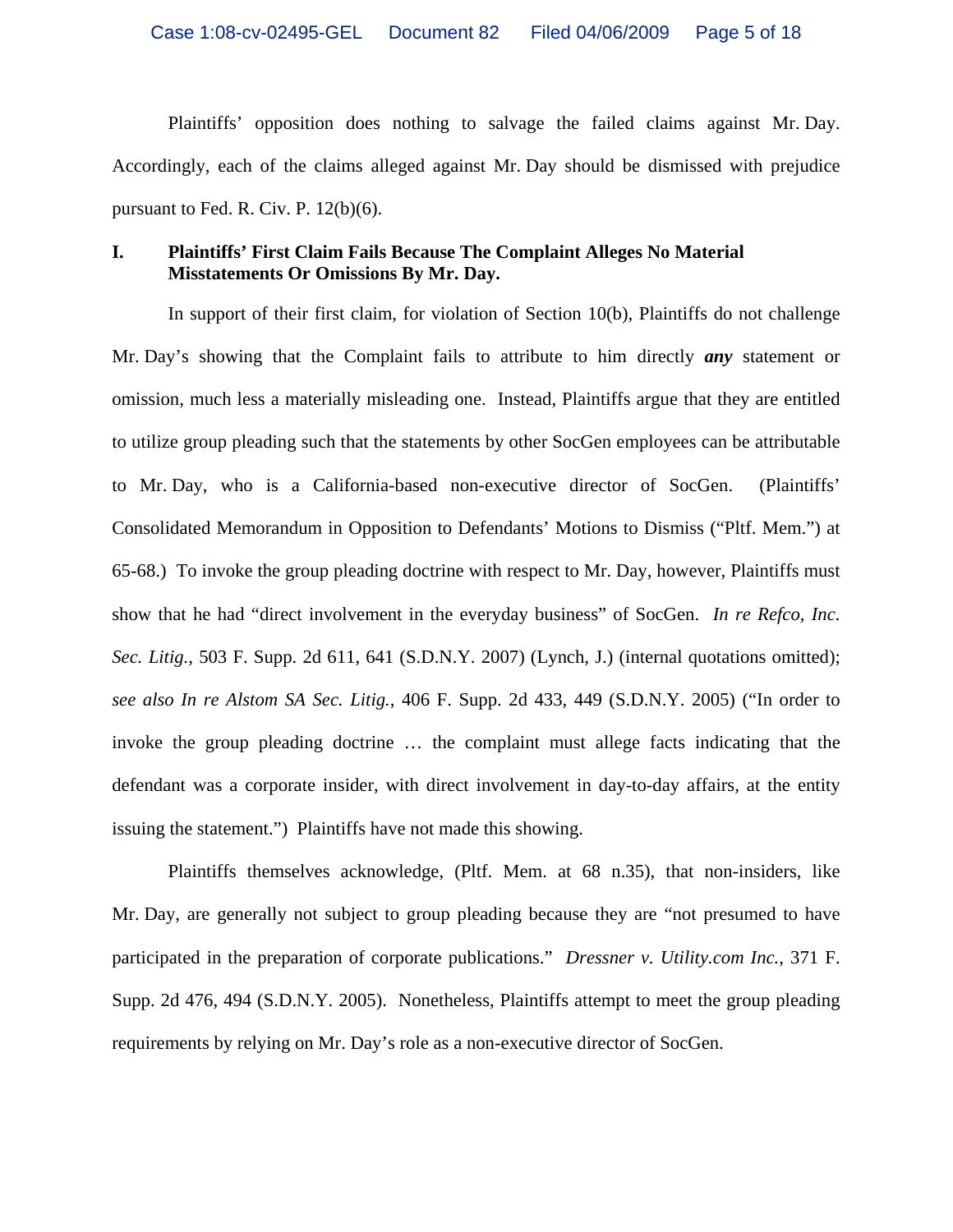Plaintiffs' opposition does nothing to salvage the failed claims against Mr. Day. Accordingly, each of the claims alleged against Mr. Day should be dismissed with prejudice pursuant to Fed. R. Civ. P. 12(b)(6).

## I. Plaintiffs' First Claim Fails Because The Complaint Alleges No Material Misstatements Or Omissions By Mr. Day.

In support of their first claim, for violation of Section 10(b), Plaintiffs do not challenge Mr. Day's showing that the Complaint fails to attribute to him directly ***any*** statement or omission, much less a materially misleading one. Instead, Plaintiffs argue that they are entitled to utilize group pleading such that the statements by other SocGen employees can be attributable to Mr. Day, who is a California-based non-executive director of SocGen. (Plaintiffs' Consolidated Memorandum in Opposition to Defendants' Motions to Dismiss ("Pltf. Mem.") at 65-68.) To invoke the group pleading doctrine with respect to Mr. Day, however, Plaintiffs must show that he had "direct involvement in the everyday business" of SocGen. *In re Refco, Inc. Sec. Litig.*, 503 F. Supp. 2d 611, 641 (S.D.N.Y. 2007) (Lynch, J.) (internal quotations omitted); *see also In re Alstom SA Sec. Litig.*, 406 F. Supp. 2d 433, 449 (S.D.N.Y. 2005) ("In order to invoke the group pleading doctrine … the complaint must allege facts indicating that the defendant was a corporate insider, with direct involvement in day-to-day affairs, at the entity issuing the statement.") Plaintiffs have not made this showing.

Plaintiffs themselves acknowledge, (Pltf. Mem. at 68 n.35), that non-insiders, like Mr. Day, are generally not subject to group pleading because they are "not presumed to have participated in the preparation of corporate publications." *Dressner v. Utility.com Inc.*, 371 F. Supp. 2d 476, 494 (S.D.N.Y. 2005). Nonetheless, Plaintiffs attempt to meet the group pleading requirements by relying on Mr. Day's role as a non-executive director of SocGen.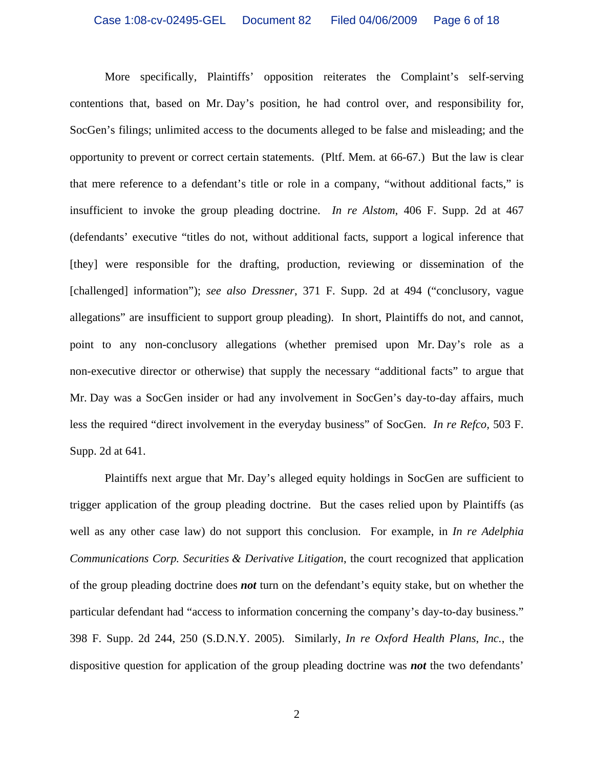More specifically, Plaintiffs' opposition reiterates the Complaint's self-serving contentions that, based on Mr. Day's position, he had control over, and responsibility for, SocGen's filings; unlimited access to the documents alleged to be false and misleading; and the opportunity to prevent or correct certain statements. (Pltf. Mem. at 66-67.) But the law is clear that mere reference to a defendant's title or role in a company, "without additional facts," is insufficient to invoke the group pleading doctrine. *In re Alstom*, 406 F. Supp. 2d at 467 (defendants' executive "titles do not, without additional facts, support a logical inference that [they] were responsible for the drafting, production, reviewing or dissemination of the [challenged] information"); *see also Dressner*, 371 F. Supp. 2d at 494 ("conclusory, vague allegations" are insufficient to support group pleading). In short, Plaintiffs do not, and cannot, point to any non-conclusory allegations (whether premised upon Mr. Day's role as a non-executive director or otherwise) that supply the necessary "additional facts" to argue that Mr. Day was a SocGen insider or had any involvement in SocGen's day-to-day affairs, much less the required "direct involvement in the everyday business" of SocGen. *In re Refco,* 503 F. Supp. 2d at 641.

Plaintiffs next argue that Mr. Day's alleged equity holdings in SocGen are sufficient to trigger application of the group pleading doctrine. But the cases relied upon by Plaintiffs (as well as any other case law) do not support this conclusion. For example, in *In re Adelphia Communications Corp. Securities & Derivative Litigation*, the court recognized that application of the group pleading doctrine does ***not*** turn on the defendant's equity stake, but on whether the particular defendant had "access to information concerning the company's day-to-day business." 398 F. Supp. 2d 244, 250 (S.D.N.Y. 2005). Similarly, *In re Oxford Health Plans, Inc.*, the dispositive question for application of the group pleading doctrine was ***not*** the two defendants'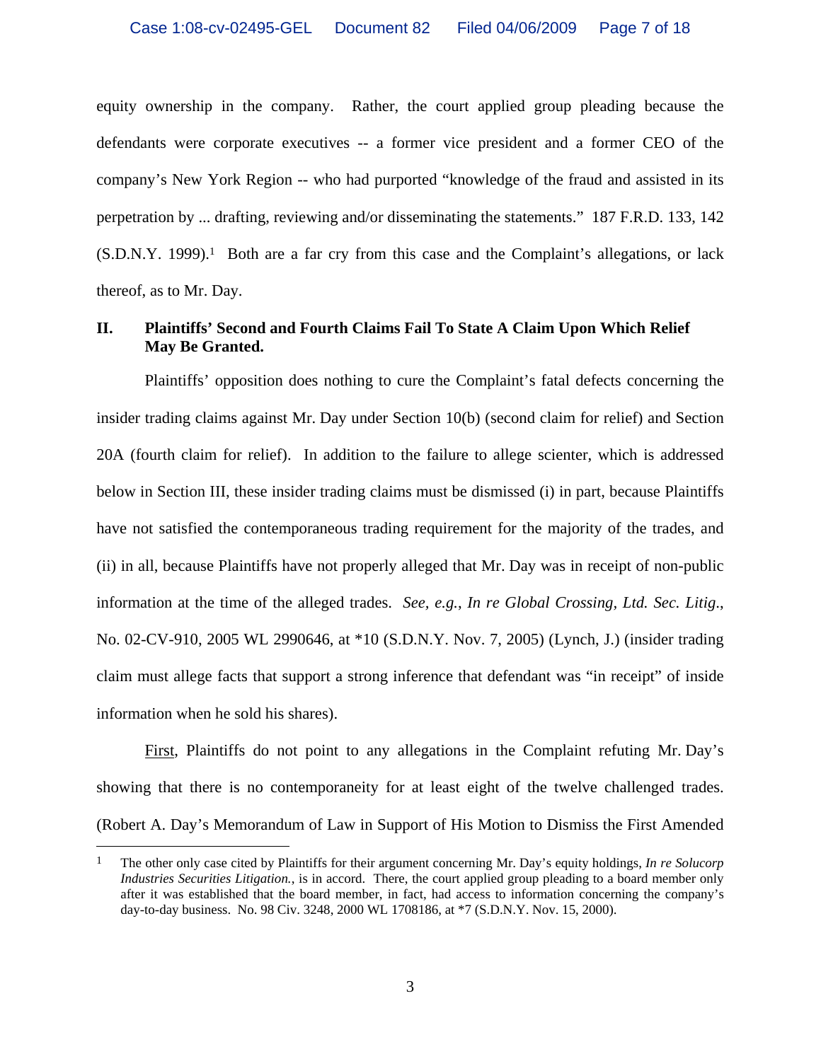equity ownership in the company. Rather, the court applied group pleading because the defendants were corporate executives -- a former vice president and a former CEO of the company's New York Region -- who had purported "knowledge of the fraud and assisted in its perpetration by ... drafting, reviewing and/or disseminating the statements." 187 F.R.D. 133, 142 (S.D.N.Y. 1999).[1] Both are a far cry from this case and the Complaint's allegations, or lack thereof, as to Mr. Day.

## II. Plaintiffs' Second and Fourth Claims Fail To State A Claim Upon Which Relief May Be Granted.

Plaintiffs' opposition does nothing to cure the Complaint's fatal defects concerning the insider trading claims against Mr. Day under Section 10(b) (second claim for relief) and Section 20A (fourth claim for relief). In addition to the failure to allege scienter, which is addressed below in Section III, these insider trading claims must be dismissed (i) in part, because Plaintiffs have not satisfied the contemporaneous trading requirement for the majority of the trades, and (ii) in all, because Plaintiffs have not properly alleged that Mr. Day was in receipt of non-public information at the time of the alleged trades. *See, e.g.*, *In re Global Crossing, Ltd. Sec. Litig.*, No. 02-CV-910, 2005 WL 2990646, at *10 (S.D.N.Y. Nov. 7, 2005) (Lynch, J.) (insider trading claim must allege facts that support a strong inference that defendant was "in receipt" of inside information when he sold his shares).

First, Plaintiffs do not point to any allegations in the Complaint refuting Mr. Day's showing that there is no contemporaneity for at least eight of the twelve challenged trades. (Robert A. Day's Memorandum of Law in Support of His Motion to Dismiss the First Amended

---

[1] The other only case cited by Plaintiffs for their argument concerning Mr. Day's equity holdings, *In re Solucorp Industries Securities Litigation.*, is in accord. There, the court applied group pleading to a board member only after it was established that the board member, in fact, had access to information concerning the company's day-to-day business. No. 98 Civ. 3248, 2000 WL 1708186, at *7 (S.D.N.Y. Nov. 15, 2000).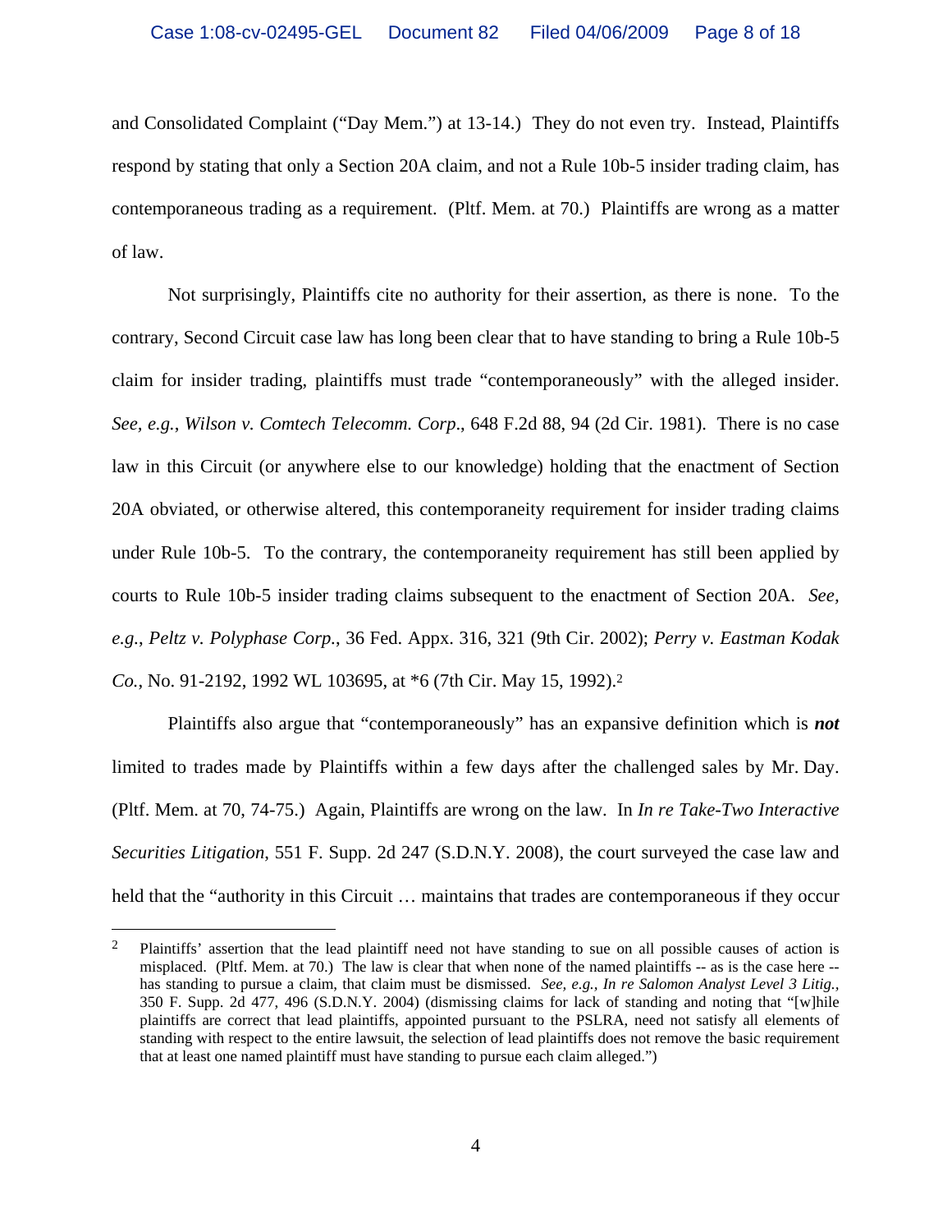and Consolidated Complaint ("Day Mem.") at 13-14.) They do not even try. Instead, Plaintiffs respond by stating that only a Section 20A claim, and not a Rule 10b-5 insider trading claim, has contemporaneous trading as a requirement. (Pltf. Mem. at 70.) Plaintiffs are wrong as a matter of law.

Not surprisingly, Plaintiffs cite no authority for their assertion, as there is none. To the contrary, Second Circuit case law has long been clear that to have standing to bring a Rule 10b-5 claim for insider trading, plaintiffs must trade "contemporaneously" with the alleged insider. *See, e.g.*, *Wilson v. Comtech Telecomm. Corp*., 648 F.2d 88, 94 (2d Cir. 1981). There is no case law in this Circuit (or anywhere else to our knowledge) holding that the enactment of Section 20A obviated, or otherwise altered, this contemporaneity requirement for insider trading claims under Rule 10b-5. To the contrary, the contemporaneity requirement has still been applied by courts to Rule 10b-5 insider trading claims subsequent to the enactment of Section 20A. *See, e.g.*, *Peltz v. Polyphase Corp.*, 36 Fed. Appx. 316, 321 (9th Cir. 2002); *Perry v. Eastman Kodak Co.*, No. 91-2192, 1992 WL 103695, at *6 (7th Cir. May 15, 1992).[2]

Plaintiffs also argue that "contemporaneously" has an expansive definition which is ***not*** limited to trades made by Plaintiffs within a few days after the challenged sales by Mr. Day. (Pltf. Mem. at 70, 74-75.) Again, Plaintiffs are wrong on the law. In *In re Take-Two Interactive Securities Litigation*, 551 F. Supp. 2d 247 (S.D.N.Y. 2008), the court surveyed the case law and held that the "authority in this Circuit … maintains that trades are contemporaneous if they occur

---

[2] Plaintiffs' assertion that the lead plaintiff need not have standing to sue on all possible causes of action is misplaced. (Pltf. Mem. at 70.) The law is clear that when none of the named plaintiffs -- as is the case here -- has standing to pursue a claim, that claim must be dismissed. *See, e.g., In re Salomon Analyst Level 3 Litig.*, 350 F. Supp. 2d 477, 496 (S.D.N.Y. 2004) (dismissing claims for lack of standing and noting that "[w]hile plaintiffs are correct that lead plaintiffs, appointed pursuant to the PSLRA, need not satisfy all elements of standing with respect to the entire lawsuit, the selection of lead plaintiffs does not remove the basic requirement that at least one named plaintiff must have standing to pursue each claim alleged.")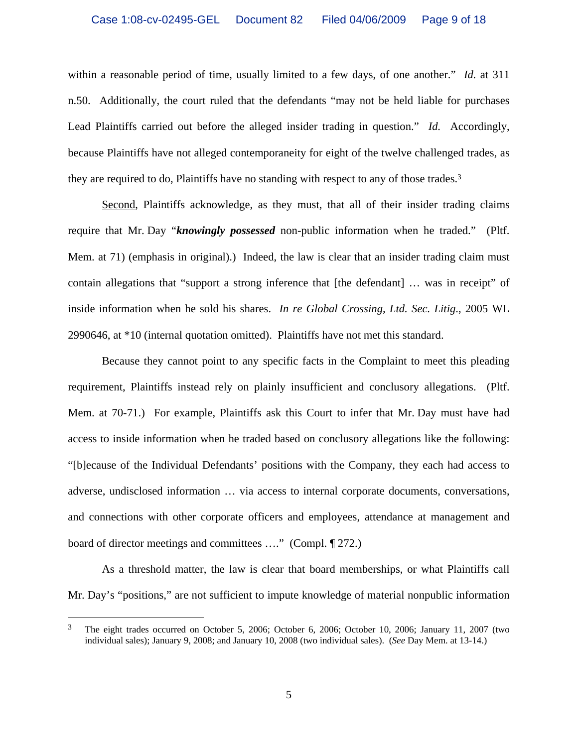within a reasonable period of time, usually limited to a few days, of one another." *Id.* at 311 n.50. Additionally, the court ruled that the defendants "may not be held liable for purchases Lead Plaintiffs carried out before the alleged insider trading in question." *Id.* Accordingly, because Plaintiffs have not alleged contemporaneity for eight of the twelve challenged trades, as they are required to do, Plaintiffs have no standing with respect to any of those trades.[3]

Second, Plaintiffs acknowledge, as they must, that all of their insider trading claims require that Mr. Day "***knowingly possessed*** non-public information when he traded." (Pltf. Mem. at 71) (emphasis in original).) Indeed, the law is clear that an insider trading claim must contain allegations that "support a strong inference that [the defendant] … was in receipt" of inside information when he sold his shares. *In re Global Crossing, Ltd. Sec. Litig.*, 2005 WL 2990646, at *10 (internal quotation omitted). Plaintiffs have not met this standard.

Because they cannot point to any specific facts in the Complaint to meet this pleading requirement, Plaintiffs instead rely on plainly insufficient and conclusory allegations. (Pltf. Mem. at 70-71.) For example, Plaintiffs ask this Court to infer that Mr. Day must have had access to inside information when he traded based on conclusory allegations like the following: "[b]ecause of the Individual Defendants' positions with the Company, they each had access to adverse, undisclosed information … via access to internal corporate documents, conversations, and connections with other corporate officers and employees, attendance at management and board of director meetings and committees …." (Compl. ¶ 272.)

As a threshold matter, the law is clear that board memberships, or what Plaintiffs call Mr. Day's "positions," are not sufficient to impute knowledge of material nonpublic information

---

[3] The eight trades occurred on October 5, 2006; October 6, 2006; October 10, 2006; January 11, 2007 (two individual sales); January 9, 2008; and January 10, 2008 (two individual sales). (*See* Day Mem. at 13-14.)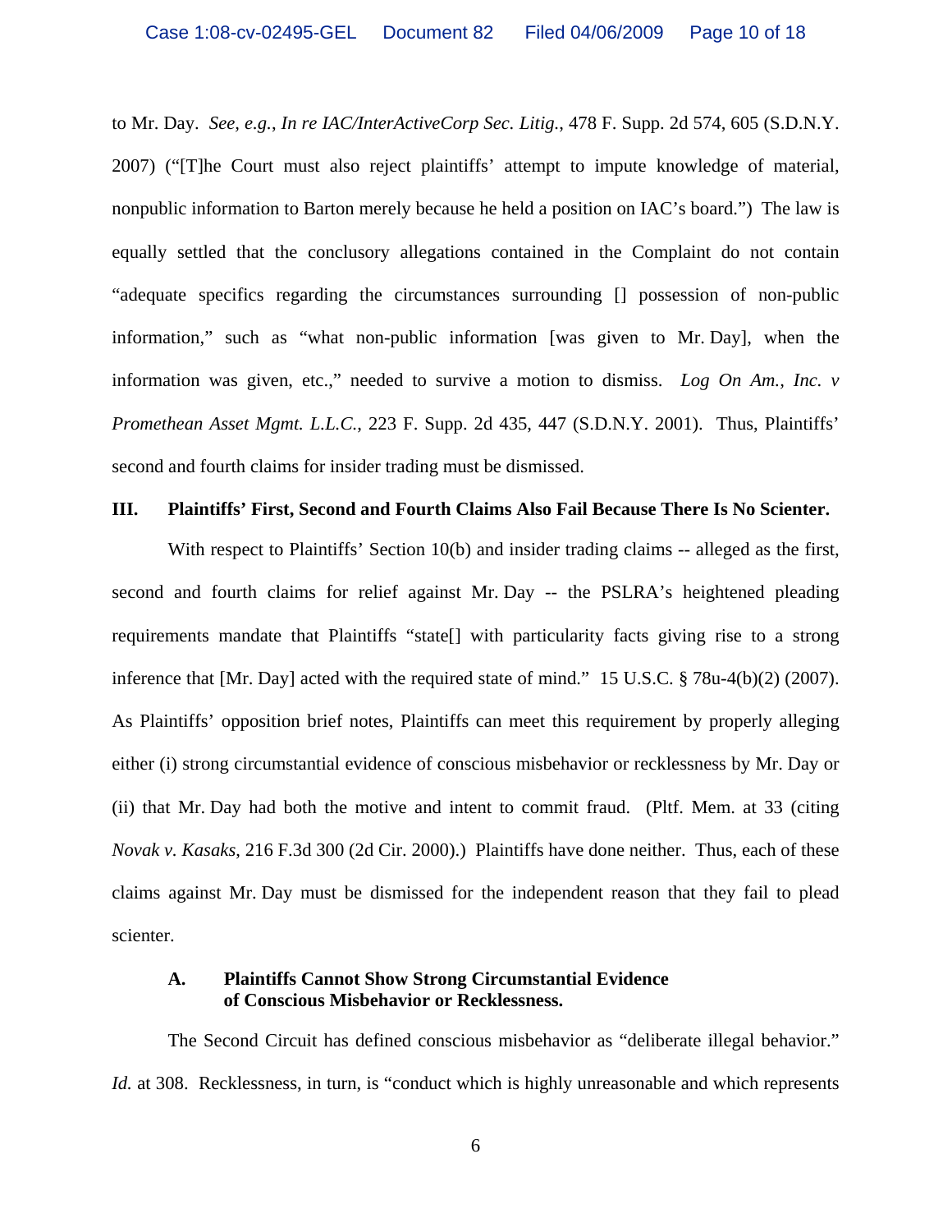to Mr. Day. *See, e.g.*, *In re IAC/InterActiveCorp Sec. Litig.*, 478 F. Supp. 2d 574, 605 (S.D.N.Y. 2007) ("[T]he Court must also reject plaintiffs' attempt to impute knowledge of material, nonpublic information to Barton merely because he held a position on IAC's board.") The law is equally settled that the conclusory allegations contained in the Complaint do not contain "adequate specifics regarding the circumstances surrounding [] possession of non-public information," such as "what non-public information [was given to Mr. Day], when the information was given, etc.," needed to survive a motion to dismiss. *Log On Am., Inc. v Promethean Asset Mgmt. L.L.C.*, 223 F. Supp. 2d 435, 447 (S.D.N.Y. 2001). Thus, Plaintiffs' second and fourth claims for insider trading must be dismissed.

## III. Plaintiffs' First, Second and Fourth Claims Also Fail Because There Is No Scienter.

With respect to Plaintiffs' Section 10(b) and insider trading claims -- alleged as the first, second and fourth claims for relief against Mr. Day -- the PSLRA's heightened pleading requirements mandate that Plaintiffs "state[] with particularity facts giving rise to a strong inference that [Mr. Day] acted with the required state of mind." 15 U.S.C. § 78u-4(b)(2) (2007). As Plaintiffs' opposition brief notes, Plaintiffs can meet this requirement by properly alleging either (i) strong circumstantial evidence of conscious misbehavior or recklessness by Mr. Day or (ii) that Mr. Day had both the motive and intent to commit fraud. (Pltf. Mem. at 33 (citing *Novak v. Kasaks*, 216 F.3d 300 (2d Cir. 2000).) Plaintiffs have done neither. Thus, each of these claims against Mr. Day must be dismissed for the independent reason that they fail to plead scienter.

### A. Plaintiffs Cannot Show Strong Circumstantial Evidence of Conscious Misbehavior or Recklessness.

The Second Circuit has defined conscious misbehavior as "deliberate illegal behavior." *Id.* at 308. Recklessness, in turn, is "conduct which is highly unreasonable and which represents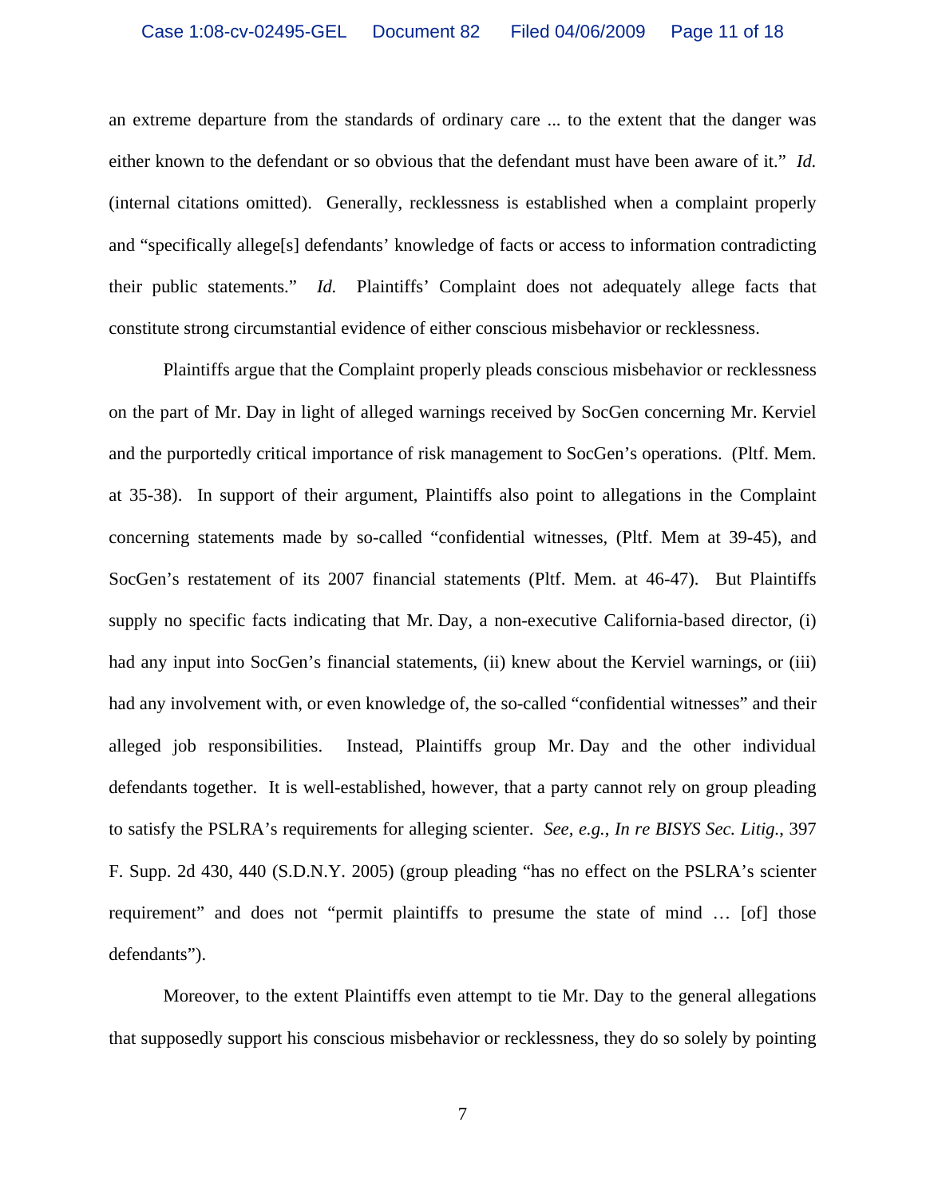an extreme departure from the standards of ordinary care ... to the extent that the danger was either known to the defendant or so obvious that the defendant must have been aware of it." *Id.* (internal citations omitted). Generally, recklessness is established when a complaint properly and "specifically allege[s] defendants' knowledge of facts or access to information contradicting their public statements." *Id.* Plaintiffs' Complaint does not adequately allege facts that constitute strong circumstantial evidence of either conscious misbehavior or recklessness.

Plaintiffs argue that the Complaint properly pleads conscious misbehavior or recklessness on the part of Mr. Day in light of alleged warnings received by SocGen concerning Mr. Kerviel and the purportedly critical importance of risk management to SocGen's operations. (Pltf. Mem. at 35-38). In support of their argument, Plaintiffs also point to allegations in the Complaint concerning statements made by so-called "confidential witnesses, (Pltf. Mem at 39-45), and SocGen's restatement of its 2007 financial statements (Pltf. Mem. at 46-47). But Plaintiffs supply no specific facts indicating that Mr. Day, a non-executive California-based director, (i) had any input into SocGen's financial statements, (ii) knew about the Kerviel warnings, or (iii) had any involvement with, or even knowledge of, the so-called "confidential witnesses" and their alleged job responsibilities. Instead, Plaintiffs group Mr. Day and the other individual defendants together. It is well-established, however, that a party cannot rely on group pleading to satisfy the PSLRA's requirements for alleging scienter. *See, e.g.*, *In re BISYS Sec. Litig.*, 397 F. Supp. 2d 430, 440 (S.D.N.Y. 2005) (group pleading "has no effect on the PSLRA's scienter requirement" and does not "permit plaintiffs to presume the state of mind … [of] those defendants").

Moreover, to the extent Plaintiffs even attempt to tie Mr. Day to the general allegations that supposedly support his conscious misbehavior or recklessness, they do so solely by pointing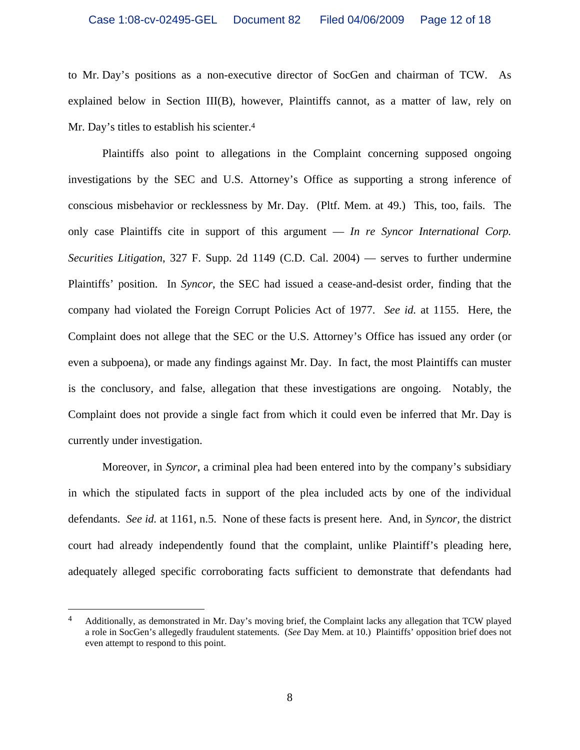to Mr. Day's positions as a non-executive director of SocGen and chairman of TCW. As explained below in Section III(B), however, Plaintiffs cannot, as a matter of law, rely on Mr. Day's titles to establish his scienter.[4]

Plaintiffs also point to allegations in the Complaint concerning supposed ongoing investigations by the SEC and U.S. Attorney's Office as supporting a strong inference of conscious misbehavior or recklessness by Mr. Day. (Pltf. Mem. at 49.) This, too, fails. The only case Plaintiffs cite in support of this argument — *In re Syncor International Corp. Securities Litigation*, 327 F. Supp. 2d 1149 (C.D. Cal. 2004) — serves to further undermine Plaintiffs' position. In *Syncor*, the SEC had issued a cease-and-desist order, finding that the company had violated the Foreign Corrupt Policies Act of 1977. *See id.* at 1155. Here, the Complaint does not allege that the SEC or the U.S. Attorney's Office has issued any order (or even a subpoena), or made any findings against Mr. Day. In fact, the most Plaintiffs can muster is the conclusory, and false, allegation that these investigations are ongoing. Notably, the Complaint does not provide a single fact from which it could even be inferred that Mr. Day is currently under investigation.

Moreover, in *Syncor*, a criminal plea had been entered into by the company's subsidiary in which the stipulated facts in support of the plea included acts by one of the individual defendants. *See id.* at 1161, n.5. None of these facts is present here. And, in *Syncor*, the district court had already independently found that the complaint, unlike Plaintiff's pleading here, adequately alleged specific corroborating facts sufficient to demonstrate that defendants had

---

[4] Additionally, as demonstrated in Mr. Day's moving brief, the Complaint lacks any allegation that TCW played a role in SocGen's allegedly fraudulent statements. (*See* Day Mem. at 10.) Plaintiffs' opposition brief does not even attempt to respond to this point.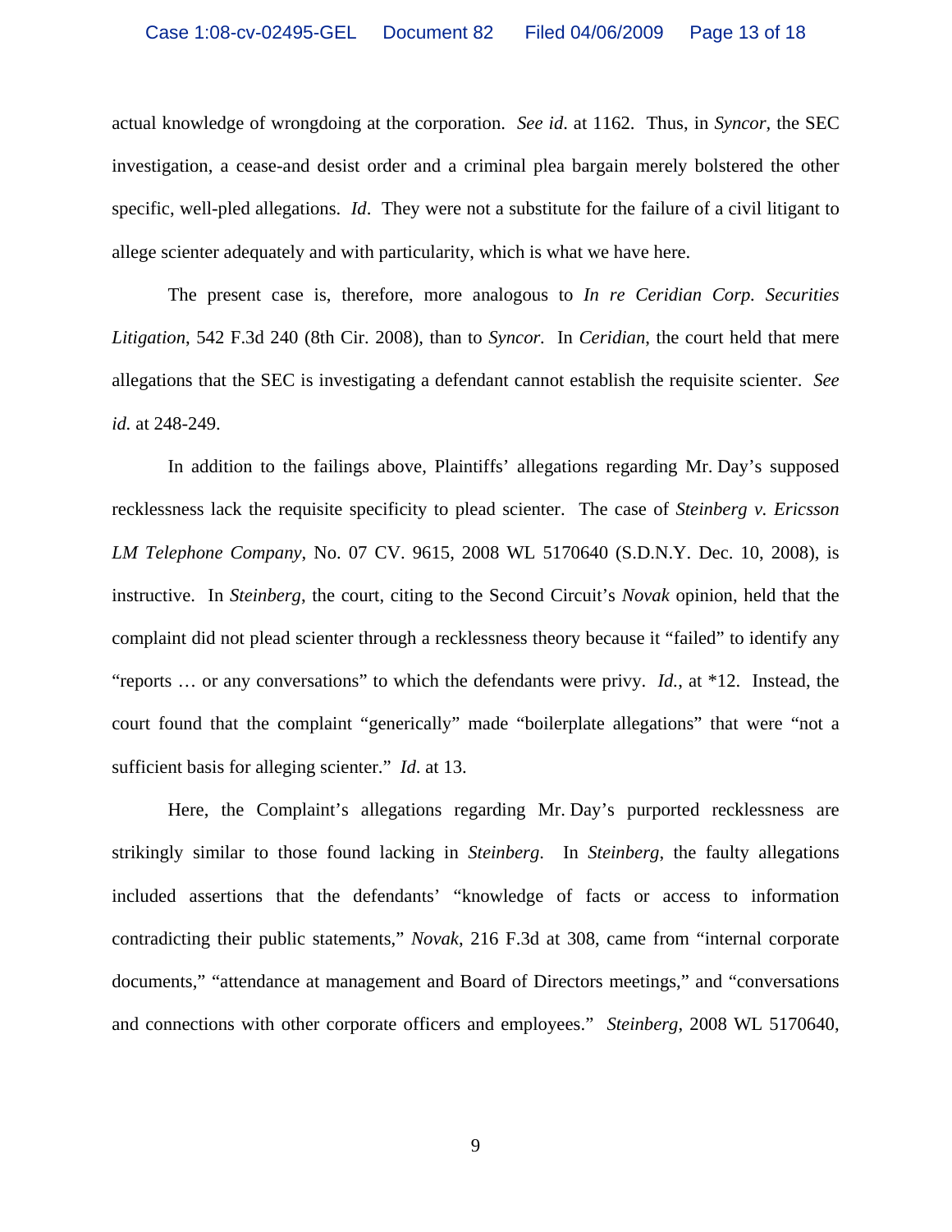actual knowledge of wrongdoing at the corporation. *See id*. at 1162. Thus, in *Syncor*, the SEC investigation, a cease-and desist order and a criminal plea bargain merely bolstered the other specific, well-pled allegations. *Id*. They were not a substitute for the failure of a civil litigant to allege scienter adequately and with particularity, which is what we have here.

The present case is, therefore, more analogous to *In re Ceridian Corp. Securities Litigation*, 542 F.3d 240 (8th Cir. 2008), than to *Syncor.* In *Ceridian*, the court held that mere allegations that the SEC is investigating a defendant cannot establish the requisite scienter. *See id.* at 248-249.

In addition to the failings above, Plaintiffs' allegations regarding Mr. Day's supposed recklessness lack the requisite specificity to plead scienter. The case of *Steinberg v. Ericsson LM Telephone Company*, No. 07 CV. 9615, 2008 WL 5170640 (S.D.N.Y. Dec. 10, 2008), is instructive. In *Steinberg*, the court, citing to the Second Circuit's *Novak* opinion, held that the complaint did not plead scienter through a recklessness theory because it "failed" to identify any "reports … or any conversations" to which the defendants were privy. *Id.*, at *12. Instead, the court found that the complaint "generically" made "boilerplate allegations" that were "not a sufficient basis for alleging scienter." *Id*. at 13.

Here, the Complaint's allegations regarding Mr. Day's purported recklessness are strikingly similar to those found lacking in *Steinberg*. In *Steinberg*, the faulty allegations included assertions that the defendants' "knowledge of facts or access to information contradicting their public statements," *Novak*, 216 F.3d at 308, came from "internal corporate documents," "attendance at management and Board of Directors meetings," and "conversations and connections with other corporate officers and employees." *Steinberg*, 2008 WL 5170640,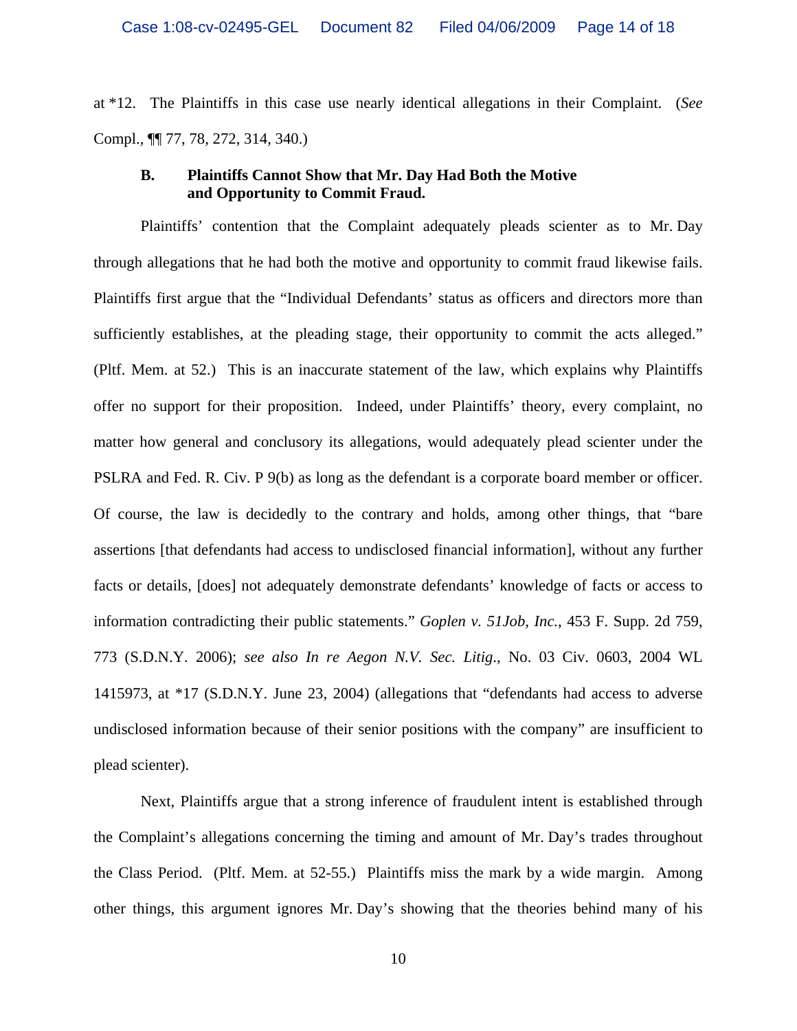at *12. The Plaintiffs in this case use nearly identical allegations in their Complaint. (*See* Compl., ¶¶ 77, 78, 272, 314, 340.)

### B. Plaintiffs Cannot Show that Mr. Day Had Both the Motive and Opportunity to Commit Fraud.

Plaintiffs' contention that the Complaint adequately pleads scienter as to Mr. Day through allegations that he had both the motive and opportunity to commit fraud likewise fails. Plaintiffs first argue that the "Individual Defendants' status as officers and directors more than sufficiently establishes, at the pleading stage, their opportunity to commit the acts alleged." (Pltf. Mem. at 52.) This is an inaccurate statement of the law, which explains why Plaintiffs offer no support for their proposition. Indeed, under Plaintiffs' theory, every complaint, no matter how general and conclusory its allegations, would adequately plead scienter under the PSLRA and Fed. R. Civ. P 9(b) as long as the defendant is a corporate board member or officer. Of course, the law is decidedly to the contrary and holds, among other things, that "bare assertions [that defendants had access to undisclosed financial information], without any further facts or details, [does] not adequately demonstrate defendants' knowledge of facts or access to information contradicting their public statements." *Goplen v. 51Job, Inc.*, 453 F. Supp. 2d 759, 773 (S.D.N.Y. 2006); *see also In re Aegon N.V. Sec. Litig.*, No. 03 Civ. 0603, 2004 WL 1415973, at *17 (S.D.N.Y. June 23, 2004) (allegations that "defendants had access to adverse undisclosed information because of their senior positions with the company" are insufficient to plead scienter).

Next, Plaintiffs argue that a strong inference of fraudulent intent is established through the Complaint's allegations concerning the timing and amount of Mr. Day's trades throughout the Class Period. (Pltf. Mem. at 52-55.) Plaintiffs miss the mark by a wide margin. Among other things, this argument ignores Mr. Day's showing that the theories behind many of his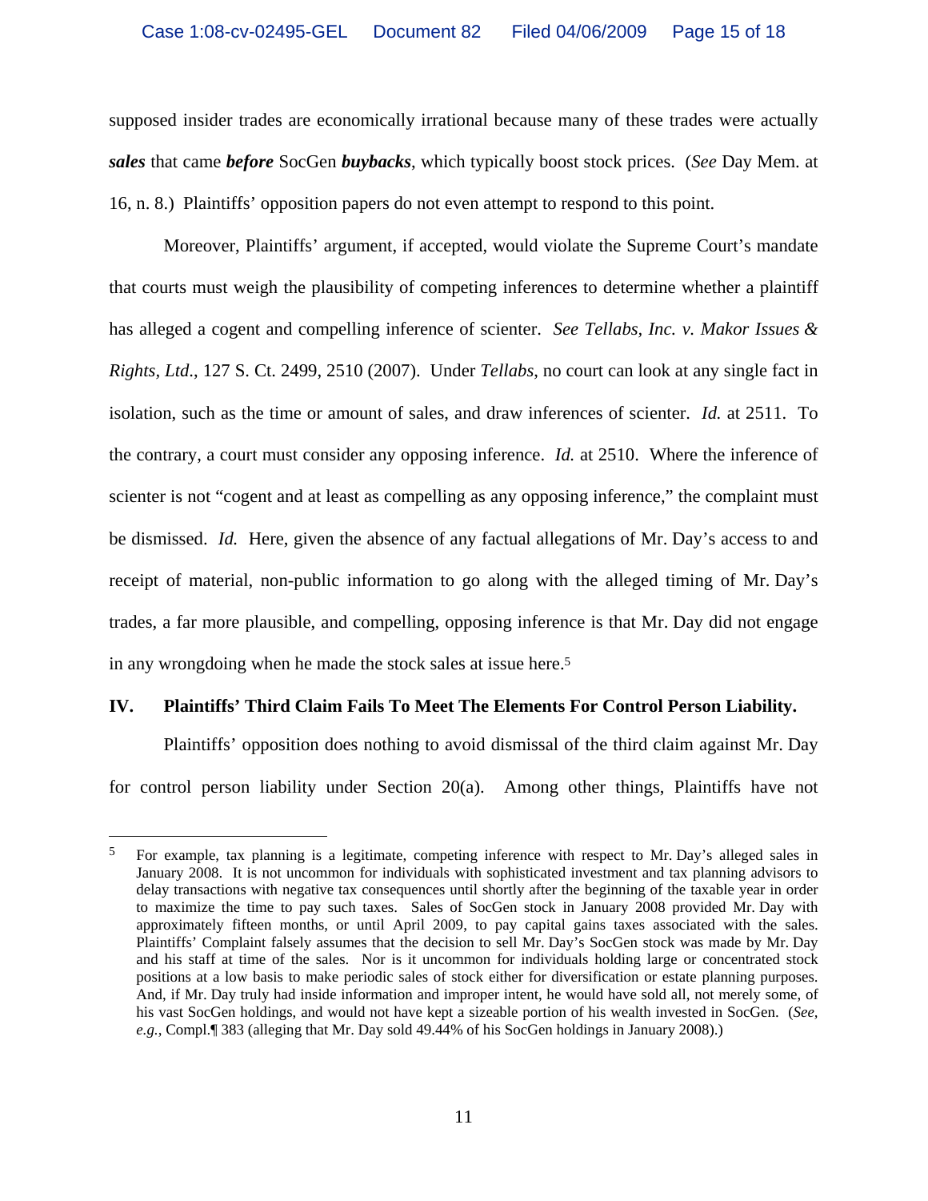supposed insider trades are economically irrational because many of these trades were actually ***sales*** that came ***before*** SocGen ***buybacks***, which typically boost stock prices. (*See* Day Mem. at 16, n. 8.) Plaintiffs' opposition papers do not even attempt to respond to this point.

Moreover, Plaintiffs' argument, if accepted, would violate the Supreme Court's mandate that courts must weigh the plausibility of competing inferences to determine whether a plaintiff has alleged a cogent and compelling inference of scienter. *See Tellabs, Inc. v. Makor Issues & Rights, Ltd*., 127 S. Ct. 2499, 2510 (2007). Under *Tellabs*, no court can look at any single fact in isolation, such as the time or amount of sales, and draw inferences of scienter. *Id.* at 2511. To the contrary, a court must consider any opposing inference. *Id.* at 2510. Where the inference of scienter is not "cogent and at least as compelling as any opposing inference," the complaint must be dismissed. *Id.* Here, given the absence of any factual allegations of Mr. Day's access to and receipt of material, non-public information to go along with the alleged timing of Mr. Day's trades, a far more plausible, and compelling, opposing inference is that Mr. Day did not engage in any wrongdoing when he made the stock sales at issue here.[5]

## IV. Plaintiffs' Third Claim Fails To Meet The Elements For Control Person Liability.

Plaintiffs' opposition does nothing to avoid dismissal of the third claim against Mr. Day for control person liability under Section 20(a). Among other things, Plaintiffs have not

---

[5] For example, tax planning is a legitimate, competing inference with respect to Mr. Day's alleged sales in January 2008. It is not uncommon for individuals with sophisticated investment and tax planning advisors to delay transactions with negative tax consequences until shortly after the beginning of the taxable year in order to maximize the time to pay such taxes. Sales of SocGen stock in January 2008 provided Mr. Day with approximately fifteen months, or until April 2009, to pay capital gains taxes associated with the sales. Plaintiffs' Complaint falsely assumes that the decision to sell Mr. Day's SocGen stock was made by Mr. Day and his staff at time of the sales. Nor is it uncommon for individuals holding large or concentrated stock positions at a low basis to make periodic sales of stock either for diversification or estate planning purposes. And, if Mr. Day truly had inside information and improper intent, he would have sold all, not merely some, of his vast SocGen holdings, and would not have kept a sizeable portion of his wealth invested in SocGen. (*See, e.g.*, Compl.¶ 383 (alleging that Mr. Day sold 49.44% of his SocGen holdings in January 2008).)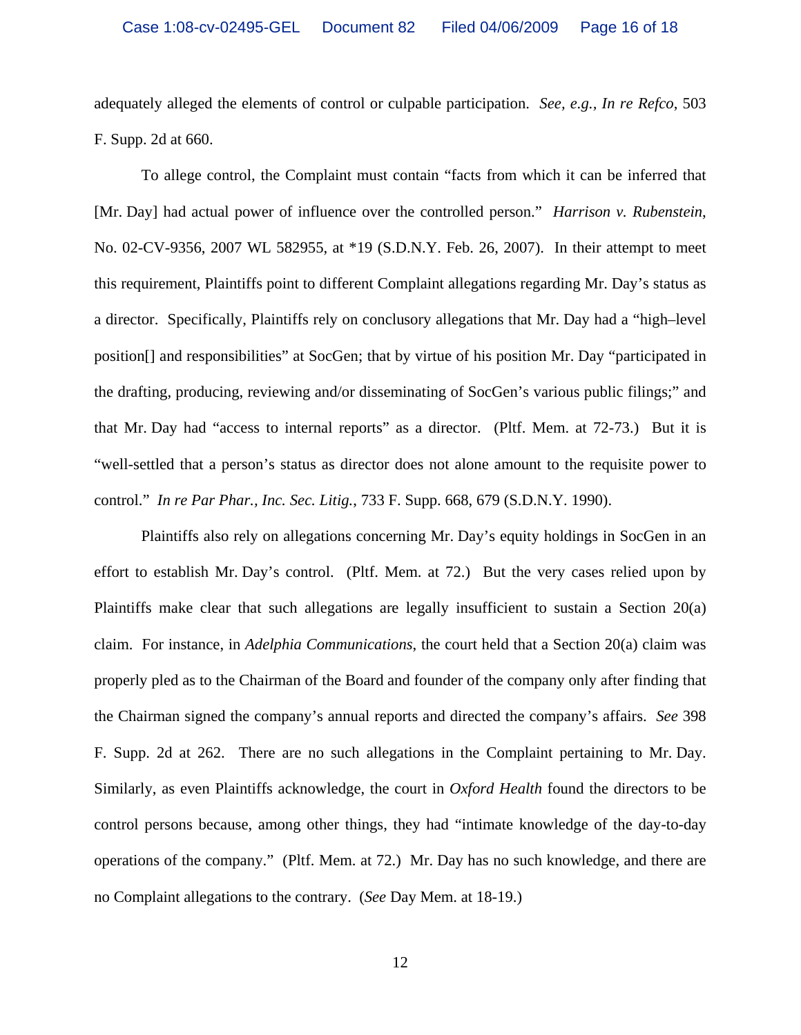adequately alleged the elements of control or culpable participation. *See, e.g.*, *In re Refco*, 503 F. Supp. 2d at 660.

To allege control, the Complaint must contain "facts from which it can be inferred that [Mr. Day] had actual power of influence over the controlled person." *Harrison v. Rubenstein*, No. 02-CV-9356, 2007 WL 582955, at *19 (S.D.N.Y. Feb. 26, 2007). In their attempt to meet this requirement, Plaintiffs point to different Complaint allegations regarding Mr. Day's status as a director. Specifically, Plaintiffs rely on conclusory allegations that Mr. Day had a "high–level position[] and responsibilities" at SocGen; that by virtue of his position Mr. Day "participated in the drafting, producing, reviewing and/or disseminating of SocGen's various public filings;" and that Mr. Day had "access to internal reports" as a director. (Pltf. Mem. at 72-73.) But it is "well-settled that a person's status as director does not alone amount to the requisite power to control." *In re Par Phar., Inc. Sec. Litig.*, 733 F. Supp. 668, 679 (S.D.N.Y. 1990).

Plaintiffs also rely on allegations concerning Mr. Day's equity holdings in SocGen in an effort to establish Mr. Day's control. (Pltf. Mem. at 72.) But the very cases relied upon by Plaintiffs make clear that such allegations are legally insufficient to sustain a Section 20(a) claim. For instance, in *Adelphia Communications*, the court held that a Section 20(a) claim was properly pled as to the Chairman of the Board and founder of the company only after finding that the Chairman signed the company's annual reports and directed the company's affairs. *See* 398 F. Supp. 2d at 262. There are no such allegations in the Complaint pertaining to Mr. Day. Similarly, as even Plaintiffs acknowledge, the court in *Oxford Health* found the directors to be control persons because, among other things, they had "intimate knowledge of the day-to-day operations of the company." (Pltf. Mem. at 72.) Mr. Day has no such knowledge, and there are no Complaint allegations to the contrary. (*See* Day Mem. at 18-19.)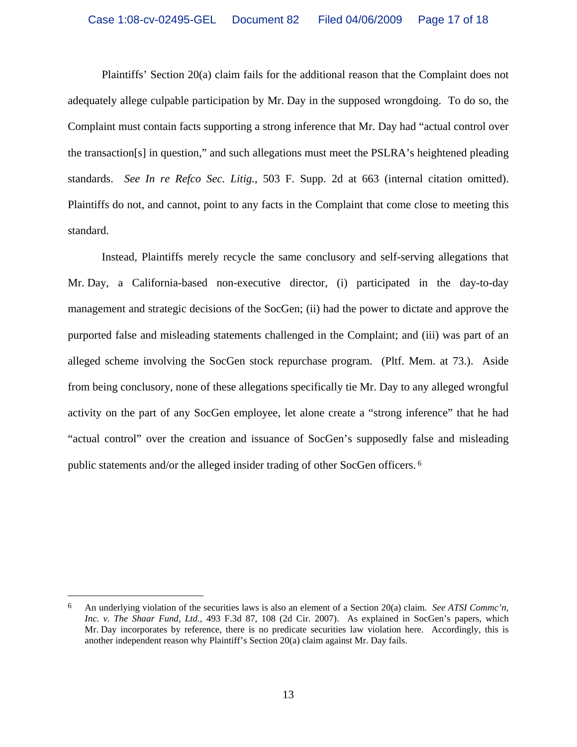Plaintiffs' Section 20(a) claim fails for the additional reason that the Complaint does not adequately allege culpable participation by Mr. Day in the supposed wrongdoing. To do so, the Complaint must contain facts supporting a strong inference that Mr. Day had "actual control over the transaction[s] in question," and such allegations must meet the PSLRA's heightened pleading standards. *See In re Refco Sec. Litig.*, 503 F. Supp. 2d at 663 (internal citation omitted). Plaintiffs do not, and cannot, point to any facts in the Complaint that come close to meeting this standard.

Instead, Plaintiffs merely recycle the same conclusory and self-serving allegations that Mr. Day, a California-based non-executive director, (i) participated in the day-to-day management and strategic decisions of the SocGen; (ii) had the power to dictate and approve the purported false and misleading statements challenged in the Complaint; and (iii) was part of an alleged scheme involving the SocGen stock repurchase program. (Pltf. Mem. at 73.). Aside from being conclusory, none of these allegations specifically tie Mr. Day to any alleged wrongful activity on the part of any SocGen employee, let alone create a "strong inference" that he had "actual control" over the creation and issuance of SocGen's supposedly false and misleading public statements and/or the alleged insider trading of other SocGen officers.[6]

---

[6] An underlying violation of the securities laws is also an element of a Section 20(a) claim. *See ATSI Commc'n, Inc. v. The Shaar Fund, Ltd.*, 493 F.3d 87, 108 (2d Cir. 2007). As explained in SocGen's papers, which Mr. Day incorporates by reference, there is no predicate securities law violation here. Accordingly, this is another independent reason why Plaintiff's Section 20(a) claim against Mr. Day fails.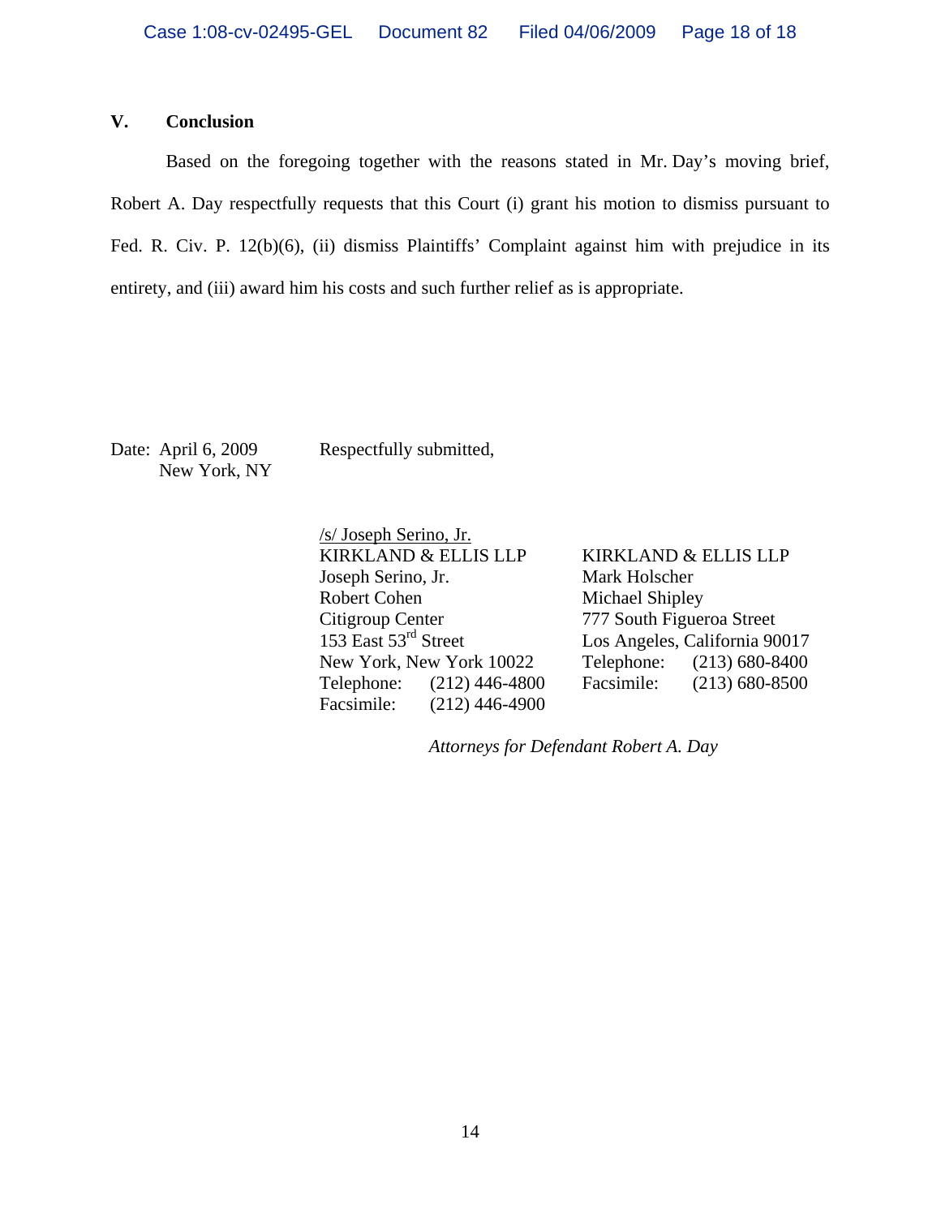## V. Conclusion

Based on the foregoing together with the reasons stated in Mr. Day's moving brief, Robert A. Day respectfully requests that this Court (i) grant his motion to dismiss pursuant to Fed. R. Civ. P. 12(b)(6), (ii) dismiss Plaintiffs' Complaint against him with prejudice in its entirety, and (iii) award him his costs and such further relief as is appropriate.

Date: April 6, 2009
New York, NY

Respectfully submitted,

/s/ Joseph Serino, Jr.
KIRKLAND & ELLIS LLP
Joseph Serino, Jr.
Robert Cohen
Citigroup Center
153 East 53rd Street
New York, New York 10022
Telephone: (212) 446-4800
Facsimile: (212) 446-4900

KIRKLAND & ELLIS LLP
Mark Holscher
Michael Shipley
777 South Figueroa Street
Los Angeles, California 90017
Telephone: (213) 680-8400
Facsimile: (213) 680-8500

*Attorneys for Defendant Robert A. Day*